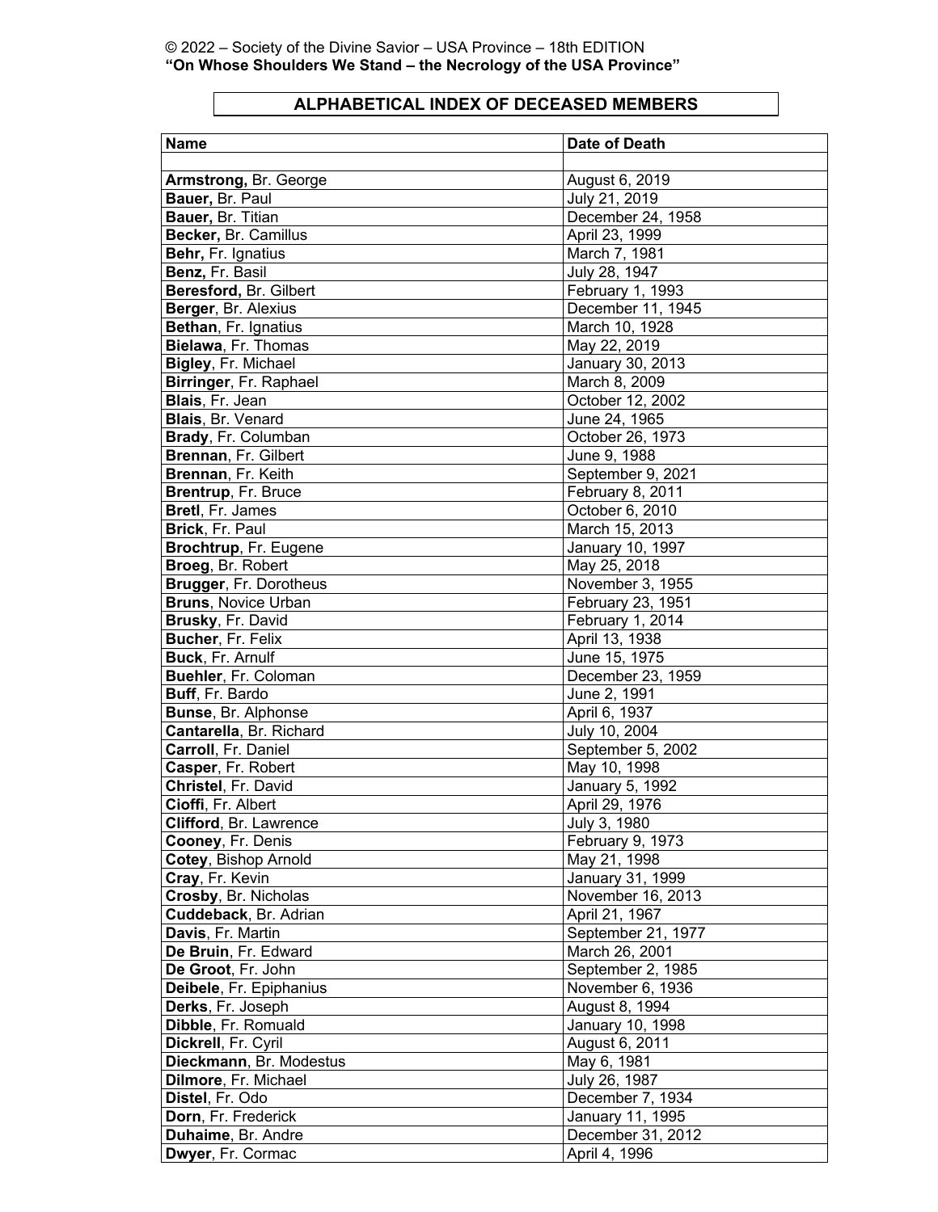© 2022 – Society of the Divine Savior – USA Province – 18th EDITION
**"On Whose Shoulders We Stand – the Necrology of the USA Province"**

## ALPHABETICAL INDEX OF DECEASED MEMBERS

| Name | Date of Death |
|---|---|
| | |
| **Armstrong,** Br. George | August 6, 2019 |
| **Bauer,** Br. Paul | July 21, 2019 |
| **Bauer,** Br. Titian | December 24, 1958 |
| **Becker,** Br. Camillus | April 23, 1999 |
| **Behr,** Fr. Ignatius | March 7, 1981 |
| **Benz,** Fr. Basil | July 28, 1947 |
| **Beresford,** Br. Gilbert | February 1, 1993 |
| **Berger**, Br. Alexius | December 11, 1945 |
| **Bethan**, Fr. Ignatius | March 10, 1928 |
| **Bielawa**, Fr. Thomas | May 22, 2019 |
| **Bigley**, Fr. Michael | January 30, 2013 |
| **Birringer**, Fr. Raphael | March 8, 2009 |
| **Blais**, Fr. Jean | October 12, 2002 |
| **Blais**, Br. Venard | June 24, 1965 |
| **Brady**, Fr. Columban | October 26, 1973 |
| **Brennan**, Fr. Gilbert | June 9, 1988 |
| **Brennan**, Fr. Keith | September 9, 2021 |
| **Brentrup**, Fr. Bruce | February 8, 2011 |
| **Bretl**, Fr. James | October 6, 2010 |
| **Brick**, Fr. Paul | March 15, 2013 |
| **Brochtrup**, Fr. Eugene | January 10, 1997 |
| **Broeg**, Br. Robert | May 25, 2018 |
| **Brugger**, Fr. Dorotheus | November 3, 1955 |
| **Bruns**, Novice Urban | February 23, 1951 |
| **Brusky**, Fr. David | February 1, 2014 |
| **Bucher**, Fr. Felix | April 13, 1938 |
| **Buck**, Fr. Arnulf | June 15, 1975 |
| **Buehler**, Fr. Coloman | December 23, 1959 |
| **Buff**, Fr. Bardo | June 2, 1991 |
| **Bunse**, Br. Alphonse | April 6, 1937 |
| **Cantarella**, Br. Richard | July 10, 2004 |
| **Carroll**, Fr. Daniel | September 5, 2002 |
| **Casper**, Fr. Robert | May 10, 1998 |
| **Christel**, Fr. David | January 5, 1992 |
| **Cioffi**, Fr. Albert | April 29, 1976 |
| **Clifford**, Br. Lawrence | July 3, 1980 |
| **Cooney**, Fr. Denis | February 9, 1973 |
| **Cotey**, Bishop Arnold | May 21, 1998 |
| **Cray**, Fr. Kevin | January 31, 1999 |
| **Crosby**, Br. Nicholas | November 16, 2013 |
| **Cuddeback**, Br. Adrian | April 21, 1967 |
| **Davis**, Fr. Martin | September 21, 1977 |
| **De Bruin**, Fr. Edward | March 26, 2001 |
| **De Groot**, Fr. John | September 2, 1985 |
| **Deibele**, Fr. Epiphanius | November 6, 1936 |
| **Derks**, Fr. Joseph | August 8, 1994 |
| **Dibble**, Fr. Romuald | January 10, 1998 |
| **Dickrell**, Fr. Cyril | August 6, 2011 |
| **Dieckmann**, Br. Modestus | May 6, 1981 |
| **Dilmore**, Fr. Michael | July 26, 1987 |
| **Distel**, Fr. Odo | December 7, 1934 |
| **Dorn**, Fr. Frederick | January 11, 1995 |
| **Duhaime**, Br. Andre | December 31, 2012 |
| **Dwyer**, Fr. Cormac | April 4, 1996 |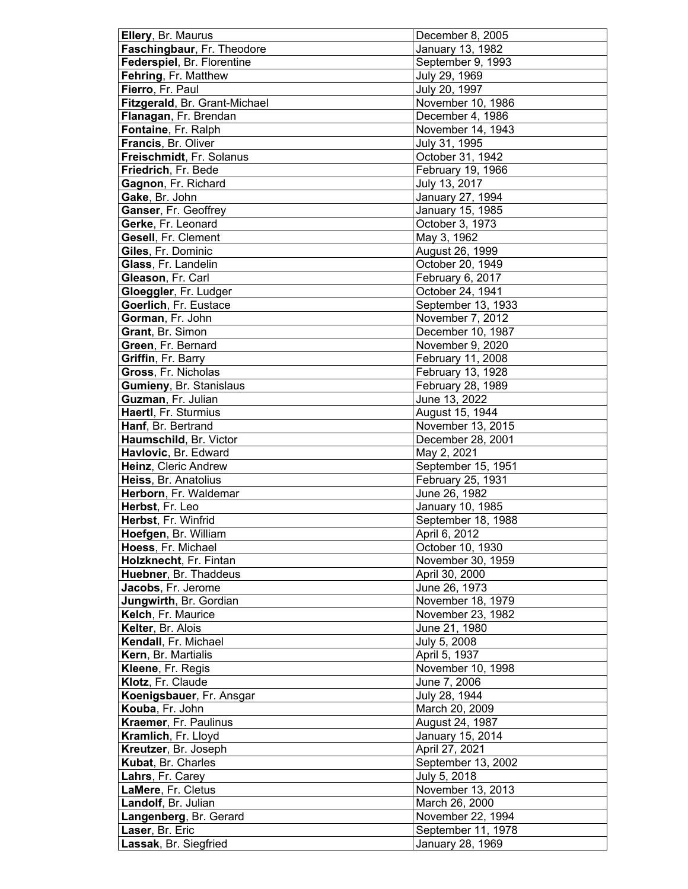| | |
|---|---|
| **Ellery**, Br. Maurus | December 8, 2005 |
| **Faschingbaur**, Fr. Theodore | January 13, 1982 |
| **Federspiel**, Br. Florentine | September 9, 1993 |
| **Fehring**, Fr. Matthew | July 29, 1969 |
| **Fierro**, Fr. Paul | July 20, 1997 |
| **Fitzgerald**, Br. Grant-Michael | November 10, 1986 |
| **Flanagan**, Fr. Brendan | December 4, 1986 |
| **Fontaine**, Fr. Ralph | November 14, 1943 |
| **Francis**, Br. Oliver | July 31, 1995 |
| **Freischmidt**, Fr. Solanus | October 31, 1942 |
| **Friedrich**, Fr. Bede | February 19, 1966 |
| **Gagnon**, Fr. Richard | July 13, 2017 |
| **Gake**, Br. John | January 27, 1994 |
| **Ganser**, Fr. Geoffrey | January 15, 1985 |
| **Gerke**, Fr. Leonard | October 3, 1973 |
| **Gesell**, Fr. Clement | May 3, 1962 |
| **Giles**, Fr. Dominic | August 26, 1999 |
| **Glass**, Fr. Landelin | October 20, 1949 |
| **Gleason**, Fr. Carl | February 6, 2017 |
| **Gloeggler**, Fr. Ludger | October 24, 1941 |
| **Goerlich**, Fr. Eustace | September 13, 1933 |
| **Gorman**, Fr. John | November 7, 2012 |
| **Grant**, Br. Simon | December 10, 1987 |
| **Green**, Fr. Bernard | November 9, 2020 |
| **Griffin**, Fr. Barry | February 11, 2008 |
| **Gross**, Fr. Nicholas | February 13, 1928 |
| **Gumieny**, Br. Stanislaus | February 28, 1989 |
| **Guzman**, Fr. Julian | June 13, 2022 |
| **Haertl**, Fr. Sturmius | August 15, 1944 |
| **Hanf**, Br. Bertrand | November 13, 2015 |
| **Haumschild**, Br. Victor | December 28, 2001 |
| **Havlovic**, Br. Edward | May 2, 2021 |
| **Heinz**, Cleric Andrew | September 15, 1951 |
| **Heiss**, Br. Anatolius | February 25, 1931 |
| **Herborn**, Fr. Waldemar | June 26, 1982 |
| **Herbst**, Fr. Leo | January 10, 1985 |
| **Herbst**, Fr. Winfrid | September 18, 1988 |
| **Hoefgen**, Br. William | April 6, 2012 |
| **Hoess**, Fr. Michael | October 10, 1930 |
| **Holzknecht**, Fr. Fintan | November 30, 1959 |
| **Huebner**, Br. Thaddeus | April 30, 2000 |
| **Jacobs**, Fr. Jerome | June 26, 1973 |
| **Jungwirth**, Br. Gordian | November 18, 1979 |
| **Kelch**, Fr. Maurice | November 23, 1982 |
| **Kelter**, Br. Alois | June 21, 1980 |
| **Kendall**, Fr. Michael | July 5, 2008 |
| **Kern**, Br. Martialis | April 5, 1937 |
| **Kleene**, Fr. Regis | November 10, 1998 |
| **Klotz**, Fr. Claude | June 7, 2006 |
| **Koenigsbauer**, Fr. Ansgar | July 28, 1944 |
| **Kouba**, Fr. John | March 20, 2009 |
| **Kraemer**, Fr. Paulinus | August 24, 1987 |
| **Kramlich**, Fr. Lloyd | January 15, 2014 |
| **Kreutzer**, Br. Joseph | April 27, 2021 |
| **Kubat**, Br. Charles | September 13, 2002 |
| **Lahrs**, Fr. Carey | July 5, 2018 |
| **LaMere**, Fr. Cletus | November 13, 2013 |
| **Landolf**, Br. Julian | March 26, 2000 |
| **Langenberg**, Br. Gerard | November 22, 1994 |
| **Laser**, Br. Eric | September 11, 1978 |
| **Lassak**, Br. Siegfried | January 28, 1969 |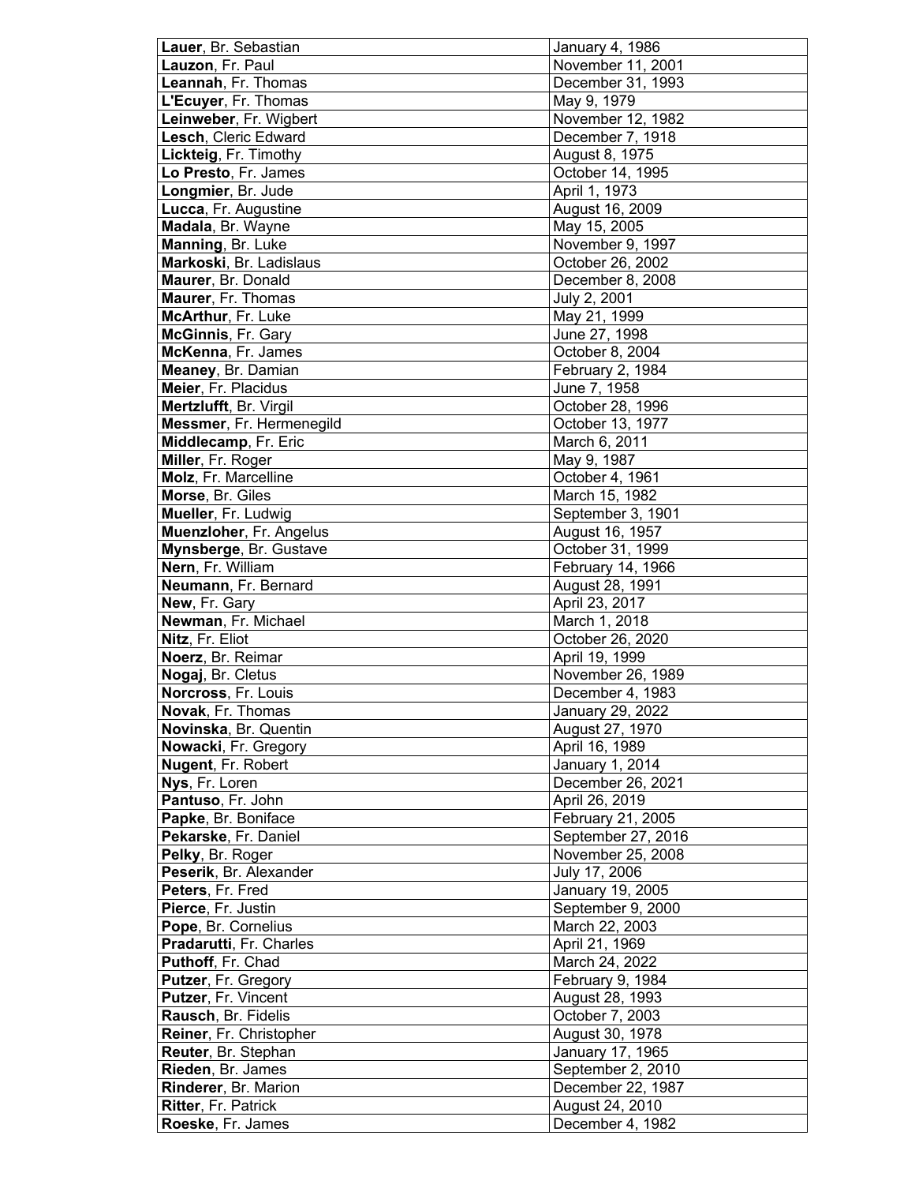| **Lauer**, Br. Sebastian | January 4, 1986 |
|---|---|
| **Lauzon**, Fr. Paul | November 11, 2001 |
| **Leannah**, Fr. Thomas | December 31, 1993 |
| **L'Ecuyer**, Fr. Thomas | May 9, 1979 |
| **Leinweber**, Fr. Wigbert | November 12, 1982 |
| **Lesch**, Cleric Edward | December 7, 1918 |
| **Lickteig**, Fr. Timothy | August 8, 1975 |
| **Lo Presto**, Fr. James | October 14, 1995 |
| **Longmier**, Br. Jude | April 1, 1973 |
| **Lucca**, Fr. Augustine | August 16, 2009 |
| **Madala**, Br. Wayne | May 15, 2005 |
| **Manning**, Br. Luke | November 9, 1997 |
| **Markoski**, Br. Ladislaus | October 26, 2002 |
| **Maurer**, Br. Donald | December 8, 2008 |
| **Maurer**, Fr. Thomas | July 2, 2001 |
| **McArthur**, Fr. Luke | May 21, 1999 |
| **McGinnis**, Fr. Gary | June 27, 1998 |
| **McKenna**, Fr. James | October 8, 2004 |
| **Meaney**, Br. Damian | February 2, 1984 |
| **Meier**, Fr. Placidus | June 7, 1958 |
| **Mertzlufft**, Br. Virgil | October 28, 1996 |
| **Messmer**, Fr. Hermenegild | October 13, 1977 |
| **Middlecamp**, Fr. Eric | March 6, 2011 |
| **Miller**, Fr. Roger | May 9, 1987 |
| **Molz**, Fr. Marcelline | October 4, 1961 |
| **Morse**, Br. Giles | March 15, 1982 |
| **Mueller**, Fr. Ludwig | September 3, 1901 |
| **Muenzloher**, Fr. Angelus | August 16, 1957 |
| **Mynsberge**, Br. Gustave | October 31, 1999 |
| **Nern**, Fr. William | February 14, 1966 |
| **Neumann**, Fr. Bernard | August 28, 1991 |
| **New**, Fr. Gary | April 23, 2017 |
| **Newman**, Fr. Michael | March 1, 2018 |
| **Nitz**, Fr. Eliot | October 26, 2020 |
| **Noerz**, Br. Reimar | April 19, 1999 |
| **Nogaj**, Br. Cletus | November 26, 1989 |
| **Norcross**, Fr. Louis | December 4, 1983 |
| **Novak**, Fr. Thomas | January 29, 2022 |
| **Novinska**, Br. Quentin | August 27, 1970 |
| **Nowacki**, Fr. Gregory | April 16, 1989 |
| **Nugent**, Fr. Robert | January 1, 2014 |
| **Nys**, Fr. Loren | December 26, 2021 |
| **Pantuso**, Fr. John | April 26, 2019 |
| **Papke**, Br. Boniface | February 21, 2005 |
| **Pekarske**, Fr. Daniel | September 27, 2016 |
| **Pelky**, Br. Roger | November 25, 2008 |
| **Peserik**, Br. Alexander | July 17, 2006 |
| **Peters**, Fr. Fred | January 19, 2005 |
| **Pierce**, Fr. Justin | September 9, 2000 |
| **Pope**, Br. Cornelius | March 22, 2003 |
| **Pradarutti**, Fr. Charles | April 21, 1969 |
| **Puthoff**, Fr. Chad | March 24, 2022 |
| **Putzer**, Fr. Gregory | February 9, 1984 |
| **Putzer**, Fr. Vincent | August 28, 1993 |
| **Rausch**, Br. Fidelis | October 7, 2003 |
| **Reiner**, Fr. Christopher | August 30, 1978 |
| **Reuter**, Br. Stephan | January 17, 1965 |
| **Rieden**, Br. James | September 2, 2010 |
| **Rinderer**, Br. Marion | December 22, 1987 |
| **Ritter**, Fr. Patrick | August 24, 2010 |
| **Roeske**, Fr. James | December 4, 1982 |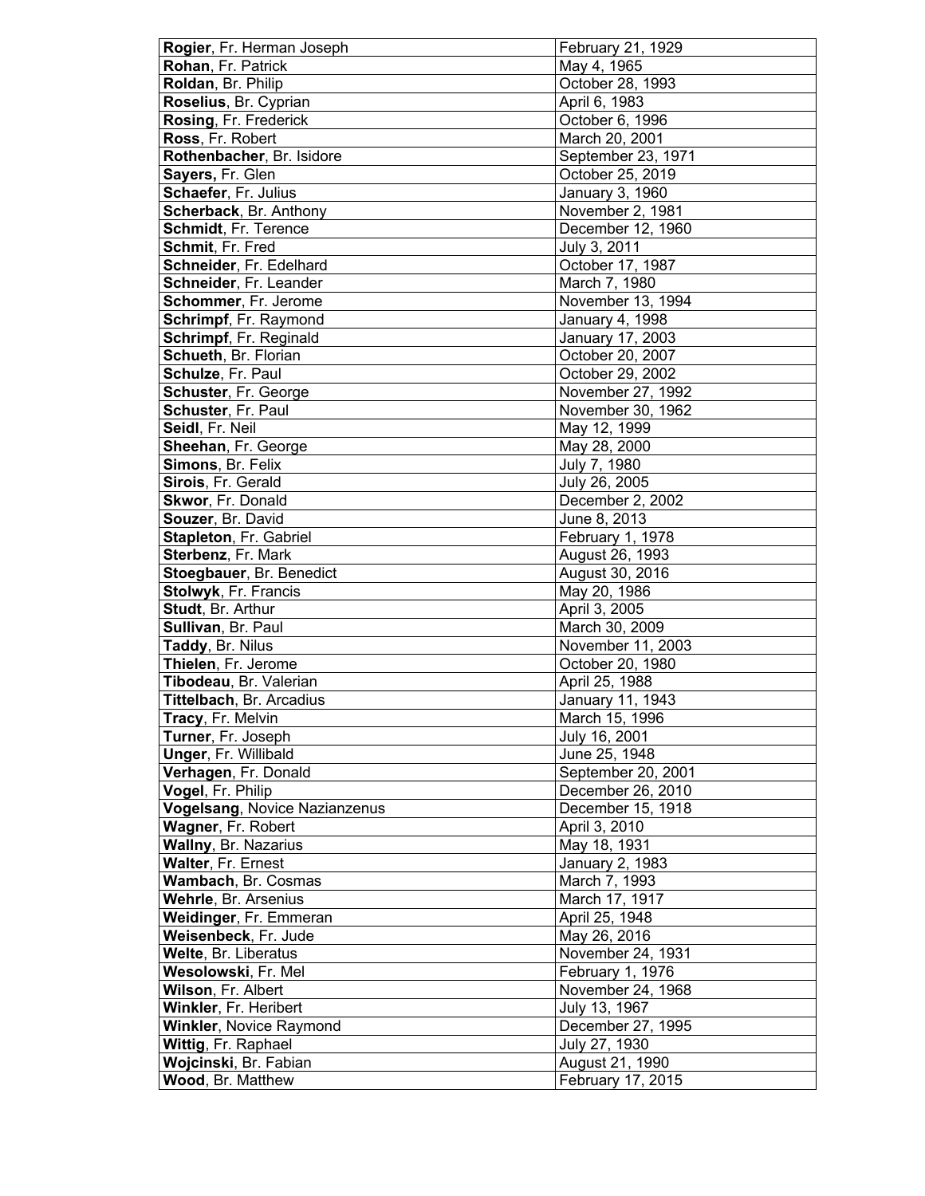| | |
|---|---|
| **Rogier**, Fr. Herman Joseph | February 21, 1929 |
| **Rohan**, Fr. Patrick | May 4, 1965 |
| **Roldan**, Br. Philip | October 28, 1993 |
| **Roselius**, Br. Cyprian | April 6, 1983 |
| **Rosing**, Fr. Frederick | October 6, 1996 |
| **Ross**, Fr. Robert | March 20, 2001 |
| **Rothenbacher**, Br. Isidore | September 23, 1971 |
| **Sayers,** Fr. Glen | October 25, 2019 |
| **Schaefer**, Fr. Julius | January 3, 1960 |
| **Scherback**, Br. Anthony | November 2, 1981 |
| **Schmidt**, Fr. Terence | December 12, 1960 |
| **Schmit**, Fr. Fred | July 3, 2011 |
| **Schneider**, Fr. Edelhard | October 17, 1987 |
| **Schneider**, Fr. Leander | March 7, 1980 |
| **Schommer**, Fr. Jerome | November 13, 1994 |
| **Schrimpf**, Fr. Raymond | January 4, 1998 |
| **Schrimpf**, Fr. Reginald | January 17, 2003 |
| **Schueth**, Br. Florian | October 20, 2007 |
| **Schulze**, Fr. Paul | October 29, 2002 |
| **Schuster**, Fr. George | November 27, 1992 |
| **Schuster**, Fr. Paul | November 30, 1962 |
| **Seidl**, Fr. Neil | May 12, 1999 |
| **Sheehan**, Fr. George | May 28, 2000 |
| **Simons**, Br. Felix | July 7, 1980 |
| **Sirois**, Fr. Gerald | July 26, 2005 |
| **Skwor**, Fr. Donald | December 2, 2002 |
| **Souzer**, Br. David | June 8, 2013 |
| **Stapleton**, Fr. Gabriel | February 1, 1978 |
| **Sterbenz**, Fr. Mark | August 26, 1993 |
| **Stoegbauer**, Br. Benedict | August 30, 2016 |
| **Stolwyk**, Fr. Francis | May 20, 1986 |
| **Studt**, Br. Arthur | April 3, 2005 |
| **Sullivan**, Br. Paul | March 30, 2009 |
| **Taddy**, Br. Nilus | November 11, 2003 |
| **Thielen**, Fr. Jerome | October 20, 1980 |
| **Tibodeau**, Br. Valerian | April 25, 1988 |
| **Tittelbach**, Br. Arcadius | January 11, 1943 |
| **Tracy**, Fr. Melvin | March 15, 1996 |
| **Turner**, Fr. Joseph | July 16, 2001 |
| **Unger**, Fr. Willibald | June 25, 1948 |
| **Verhagen**, Fr. Donald | September 20, 2001 |
| **Vogel**, Fr. Philip | December 26, 2010 |
| **Vogelsang**, Novice Nazianzenus | December 15, 1918 |
| **Wagner**, Fr. Robert | April 3, 2010 |
| **Wallny**, Br. Nazarius | May 18, 1931 |
| **Walter**, Fr. Ernest | January 2, 1983 |
| **Wambach**, Br. Cosmas | March 7, 1993 |
| **Wehrle**, Br. Arsenius | March 17, 1917 |
| **Weidinger**, Fr. Emmeran | April 25, 1948 |
| **Weisenbeck**, Fr. Jude | May 26, 2016 |
| **Welte**, Br. Liberatus | November 24, 1931 |
| **Wesolowski**, Fr. Mel | February 1, 1976 |
| **Wilson**, Fr. Albert | November 24, 1968 |
| **Winkler**, Fr. Heribert | July 13, 1967 |
| **Winkler**, Novice Raymond | December 27, 1995 |
| **Wittig**, Fr. Raphael | July 27, 1930 |
| **Wojcinski**, Br. Fabian | August 21, 1990 |
| **Wood**, Br. Matthew | February 17, 2015 |